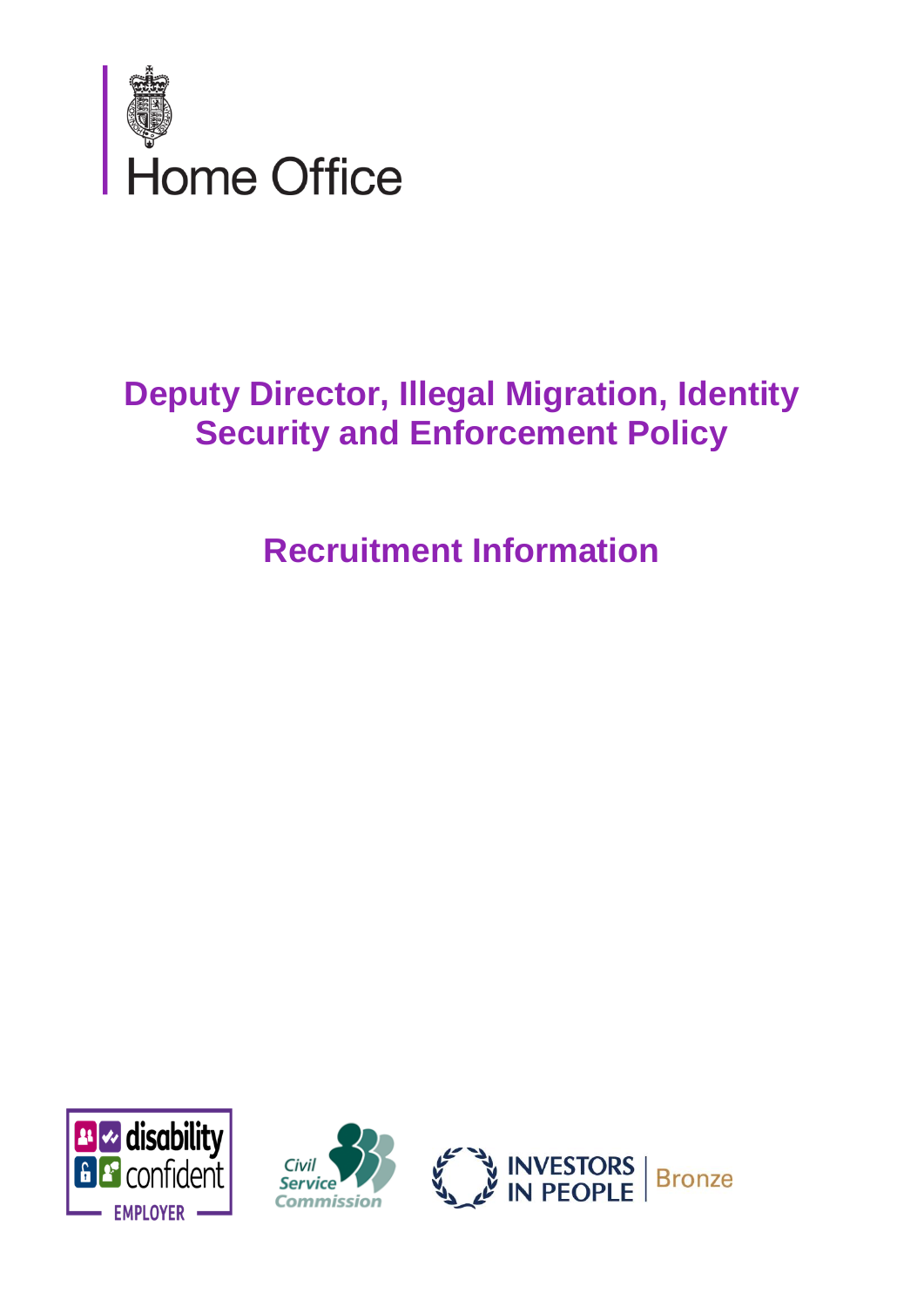Home Office

# Deputy Director, Illegal Migration, Identity Security and Enforcement Policy

## Recruitment Information

disability confident EMPLOYER

Civil Service Commission

INVESTORS IN PEOPLE | Bronze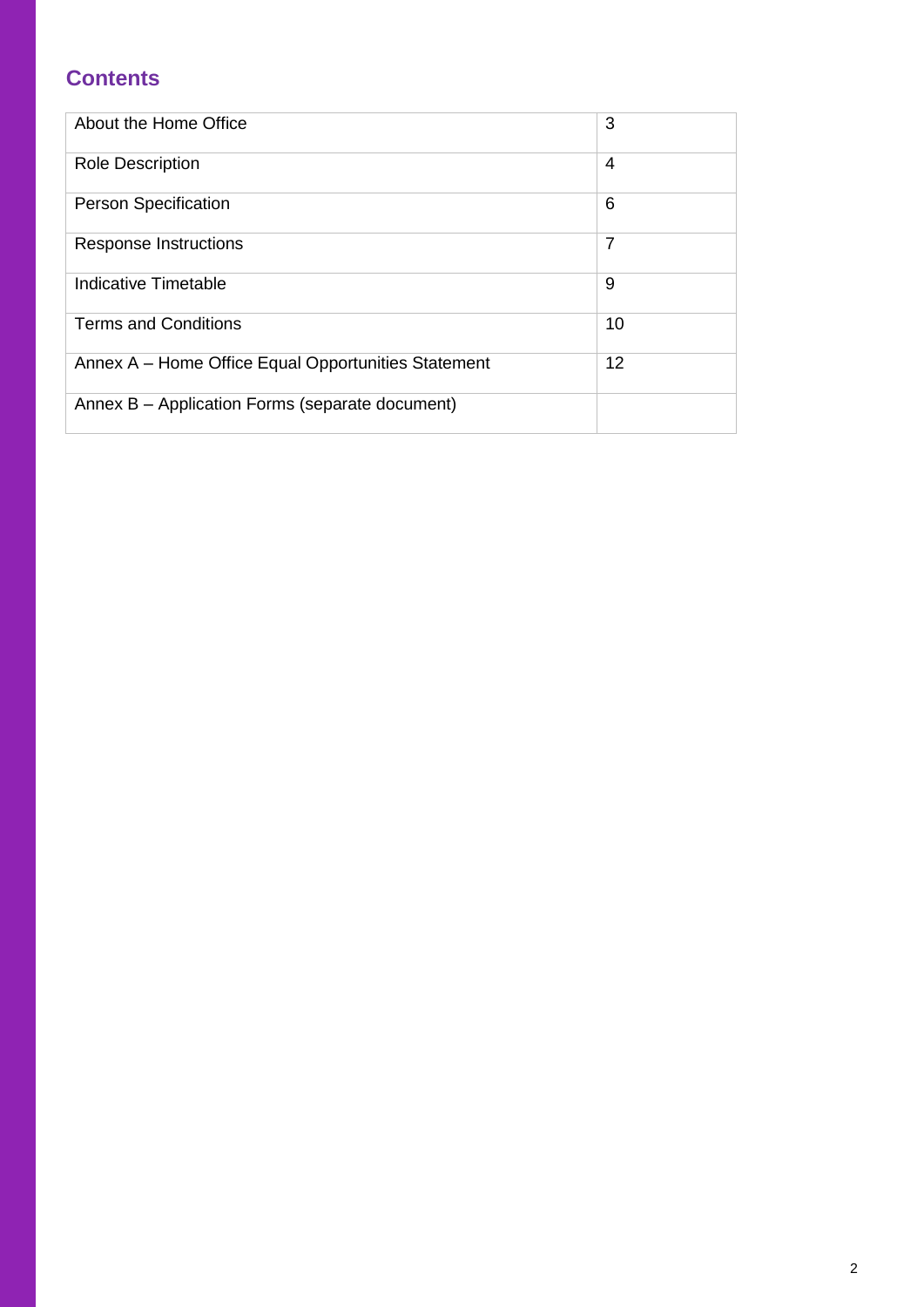## Contents

| | |
|---|---|
| About the Home Office | 3 |
| Role Description | 4 |
| Person Specification | 6 |
| Response Instructions | 7 |
| Indicative Timetable | 9 |
| Terms and Conditions | 10 |
| Annex A – Home Office Equal Opportunities Statement | 12 |
| Annex B – Application Forms (separate document) | |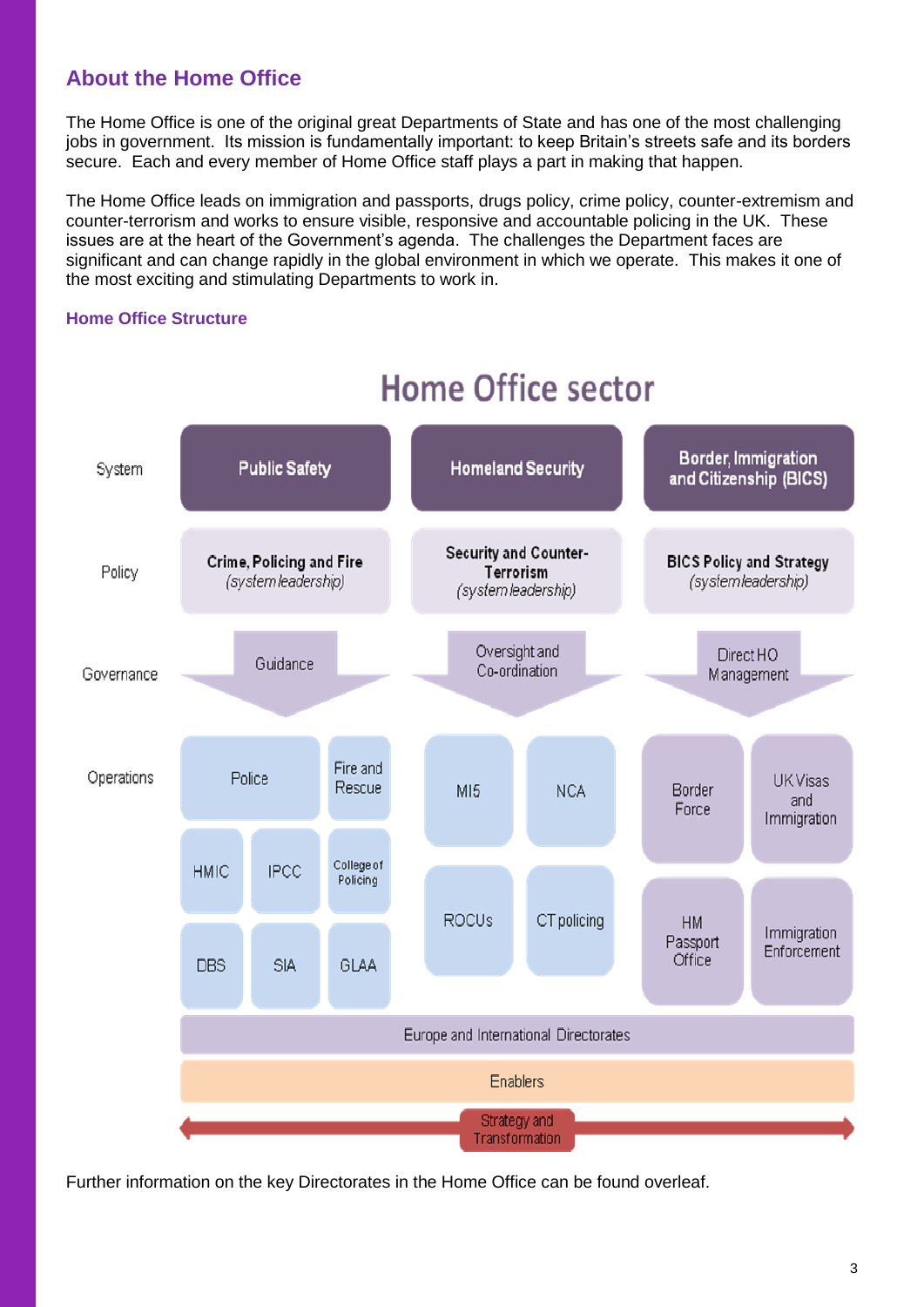## About the Home Office

The Home Office is one of the original great Departments of State and has one of the most challenging jobs in government. Its mission is fundamentally important: to keep Britain's streets safe and its borders secure. Each and every member of Home Office staff plays a part in making that happen.

The Home Office leads on immigration and passports, drugs policy, crime policy, counter-extremism and counter-terrorism and works to ensure visible, responsive and accountable policing in the UK. These issues are at the heart of the Government's agenda. The challenges the Department faces are significant and can change rapidly in the global environment in which we operate. This makes it one of the most exciting and stimulating Departments to work in.

### Home Office Structure

**Home Office sector**

| | | | |
|---|---|---|---|
| System | Public Safety | Homeland Security | Border, Immigration and Citizenship (BICS) |
| Policy | Crime, Policing and Fire *(system leadership)* | Security and Counter-Terrorism *(system leadership)* | BICS Policy and Strategy *(system leadership)* |
| Governance | Guidance | Oversight and Co-ordination | Direct HO Management |
| Operations | Police; Fire and Rescue; HMIC; IPCC; College of Policing; DBS; SIA; GLAA | MI5; NCA; ROCUs; CT policing | Border Force; UK Visas and Immigration; HM Passport Office; Immigration Enforcement |

Europe and International Directorates

Enablers

Strategy and Transformation

Further information on the key Directorates in the Home Office can be found overleaf.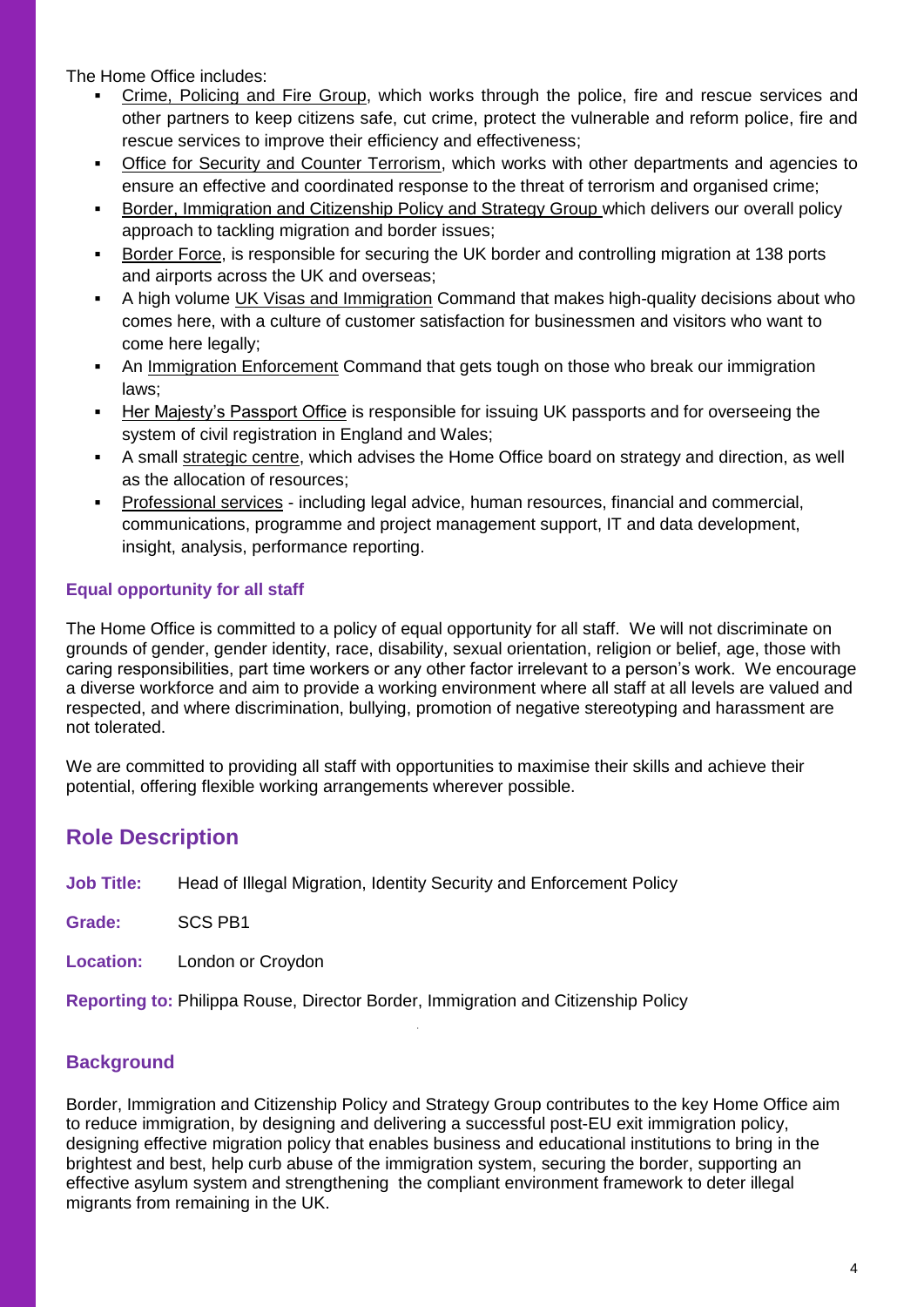The Home Office includes:

- Crime, Policing and Fire Group, which works through the police, fire and rescue services and other partners to keep citizens safe, cut crime, protect the vulnerable and reform police, fire and rescue services to improve their efficiency and effectiveness;
- Office for Security and Counter Terrorism, which works with other departments and agencies to ensure an effective and coordinated response to the threat of terrorism and organised crime;
- Border, Immigration and Citizenship Policy and Strategy Group which delivers our overall policy approach to tackling migration and border issues;
- Border Force, is responsible for securing the UK border and controlling migration at 138 ports and airports across the UK and overseas;
- A high volume UK Visas and Immigration Command that makes high-quality decisions about who comes here, with a culture of customer satisfaction for businessmen and visitors who want to come here legally;
- An Immigration Enforcement Command that gets tough on those who break our immigration laws;
- Her Majesty's Passport Office is responsible for issuing UK passports and for overseeing the system of civil registration in England and Wales;
- A small strategic centre, which advises the Home Office board on strategy and direction, as well as the allocation of resources;
- Professional services - including legal advice, human resources, financial and commercial, communications, programme and project management support, IT and data development, insight, analysis, performance reporting.

### Equal opportunity for all staff

The Home Office is committed to a policy of equal opportunity for all staff. We will not discriminate on grounds of gender, gender identity, race, disability, sexual orientation, religion or belief, age, those with caring responsibilities, part time workers or any other factor irrelevant to a person's work. We encourage a diverse workforce and aim to provide a working environment where all staff at all levels are valued and respected, and where discrimination, bullying, promotion of negative stereotyping and harassment are not tolerated.

We are committed to providing all staff with opportunities to maximise their skills and achieve their potential, offering flexible working arrangements wherever possible.

## Role Description

**Job Title:** Head of Illegal Migration, Identity Security and Enforcement Policy

**Grade:** SCS PB1

**Location:** London or Croydon

**Reporting to:** Philippa Rouse, Director Border, Immigration and Citizenship Policy

### Background

Border, Immigration and Citizenship Policy and Strategy Group contributes to the key Home Office aim to reduce immigration, by designing and delivering a successful post-EU exit immigration policy, designing effective migration policy that enables business and educational institutions to bring in the brightest and best, help curb abuse of the immigration system, securing the border, supporting an effective asylum system and strengthening the compliant environment framework to deter illegal migrants from remaining in the UK.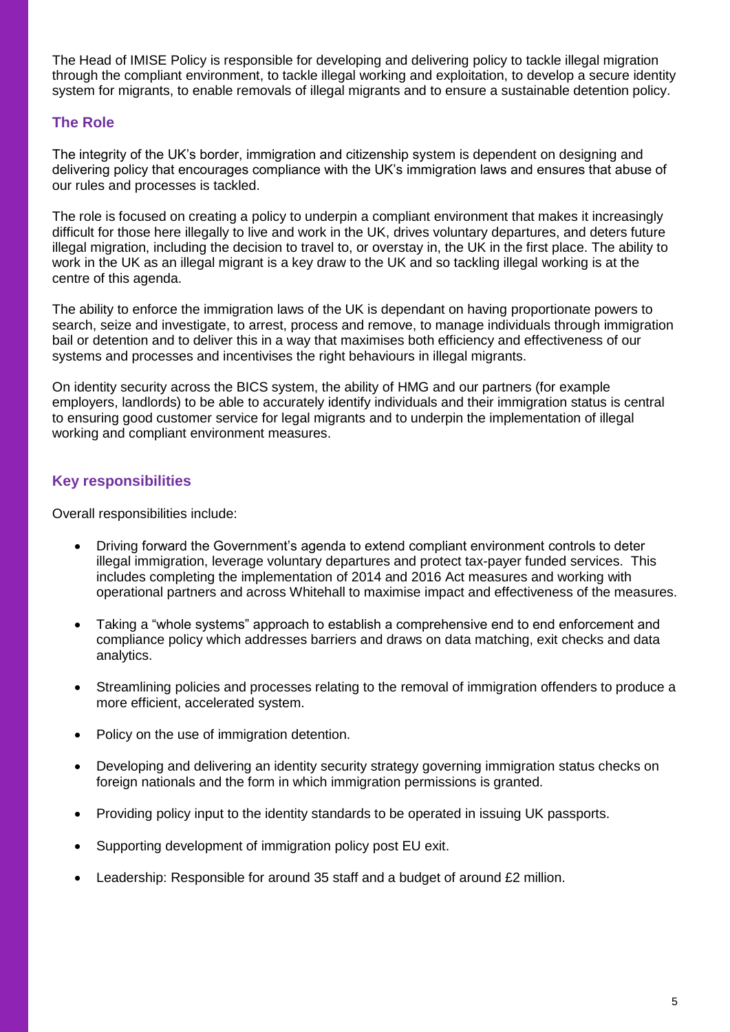The Head of IMISE Policy is responsible for developing and delivering policy to tackle illegal migration through the compliant environment, to tackle illegal working and exploitation, to develop a secure identity system for migrants, to enable removals of illegal migrants and to ensure a sustainable detention policy.

## The Role

The integrity of the UK's border, immigration and citizenship system is dependent on designing and delivering policy that encourages compliance with the UK's immigration laws and ensures that abuse of our rules and processes is tackled.

The role is focused on creating a policy to underpin a compliant environment that makes it increasingly difficult for those here illegally to live and work in the UK, drives voluntary departures, and deters future illegal migration, including the decision to travel to, or overstay in, the UK in the first place. The ability to work in the UK as an illegal migrant is a key draw to the UK and so tackling illegal working is at the centre of this agenda.

The ability to enforce the immigration laws of the UK is dependant on having proportionate powers to search, seize and investigate, to arrest, process and remove, to manage individuals through immigration bail or detention and to deliver this in a way that maximises both efficiency and effectiveness of our systems and processes and incentivises the right behaviours in illegal migrants.

On identity security across the BICS system, the ability of HMG and our partners (for example employers, landlords) to be able to accurately identify individuals and their immigration status is central to ensuring good customer service for legal migrants and to underpin the implementation of illegal working and compliant environment measures.

## Key responsibilities

Overall responsibilities include:

- Driving forward the Government's agenda to extend compliant environment controls to deter illegal immigration, leverage voluntary departures and protect tax-payer funded services. This includes completing the implementation of 2014 and 2016 Act measures and working with operational partners and across Whitehall to maximise impact and effectiveness of the measures.
- Taking a "whole systems" approach to establish a comprehensive end to end enforcement and compliance policy which addresses barriers and draws on data matching, exit checks and data analytics.
- Streamlining policies and processes relating to the removal of immigration offenders to produce a more efficient, accelerated system.
- Policy on the use of immigration detention.
- Developing and delivering an identity security strategy governing immigration status checks on foreign nationals and the form in which immigration permissions is granted.
- Providing policy input to the identity standards to be operated in issuing UK passports.
- Supporting development of immigration policy post EU exit.
- Leadership: Responsible for around 35 staff and a budget of around £2 million.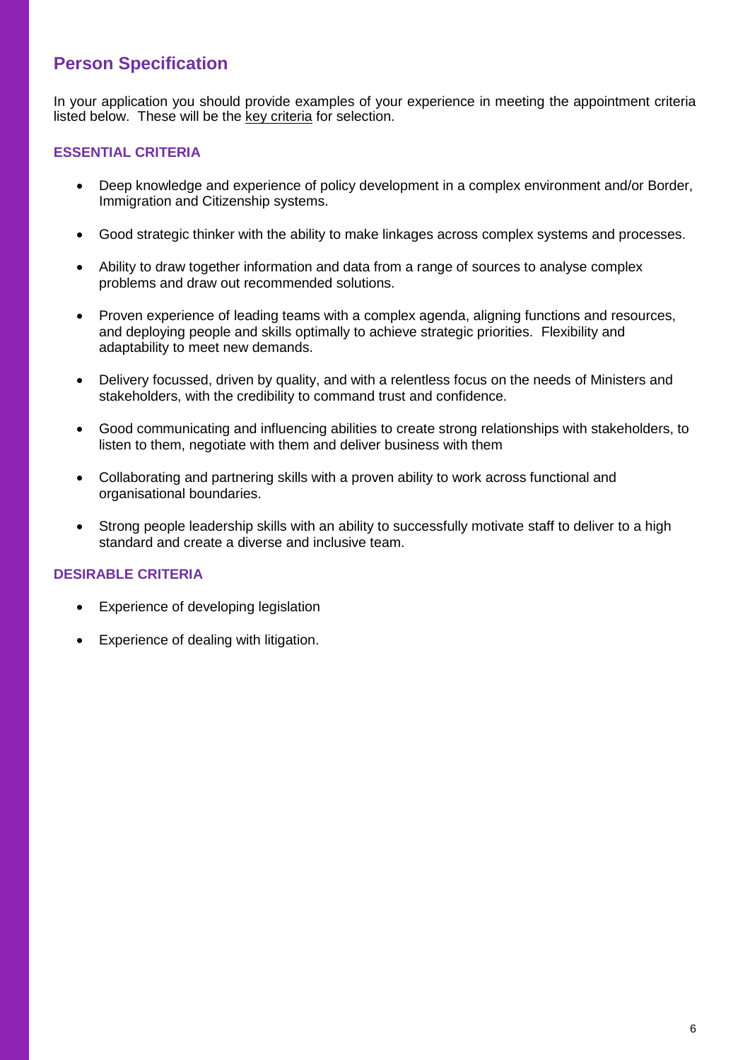## Person Specification

In your application you should provide examples of your experience in meeting the appointment criteria listed below. These will be the key criteria for selection.

### ESSENTIAL CRITERIA

- Deep knowledge and experience of policy development in a complex environment and/or Border, Immigration and Citizenship systems.
- Good strategic thinker with the ability to make linkages across complex systems and processes.
- Ability to draw together information and data from a range of sources to analyse complex problems and draw out recommended solutions.
- Proven experience of leading teams with a complex agenda, aligning functions and resources, and deploying people and skills optimally to achieve strategic priorities. Flexibility and adaptability to meet new demands.
- Delivery focussed, driven by quality, and with a relentless focus on the needs of Ministers and stakeholders, with the credibility to command trust and confidence.
- Good communicating and influencing abilities to create strong relationships with stakeholders, to listen to them, negotiate with them and deliver business with them
- Collaborating and partnering skills with a proven ability to work across functional and organisational boundaries.
- Strong people leadership skills with an ability to successfully motivate staff to deliver to a high standard and create a diverse and inclusive team.

### DESIRABLE CRITERIA

- Experience of developing legislation
- Experience of dealing with litigation.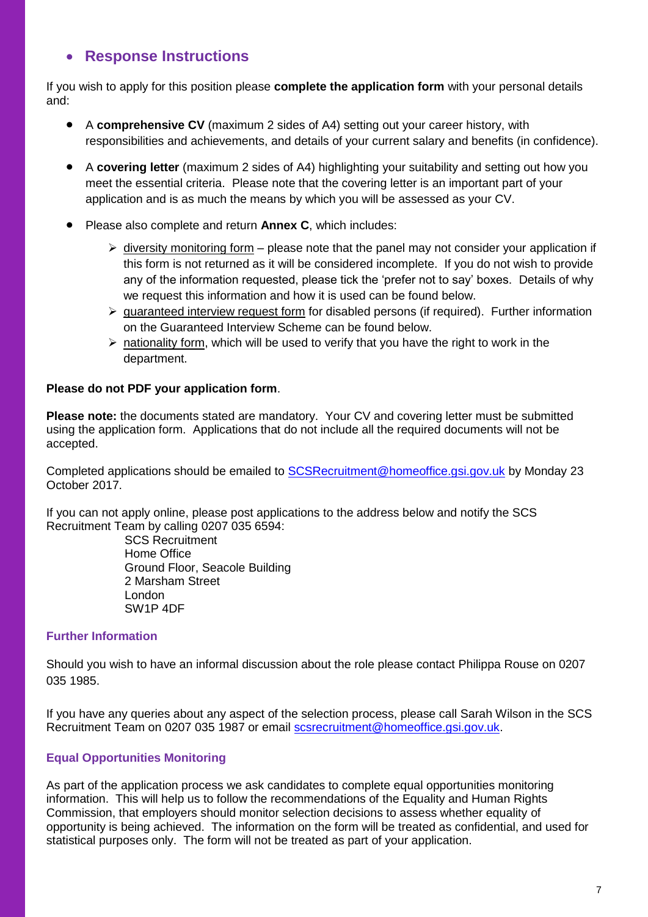- ## Response Instructions

If you wish to apply for this position please **complete the application form** with your personal details and:

- A **comprehensive CV** (maximum 2 sides of A4) setting out your career history, with responsibilities and achievements, and details of your current salary and benefits (in confidence).
- A **covering letter** (maximum 2 sides of A4) highlighting your suitability and setting out how you meet the essential criteria. Please note that the covering letter is an important part of your application and is as much the means by which you will be assessed as your CV.
- Please also complete and return **Annex C**, which includes:
  - diversity monitoring form – please note that the panel may not consider your application if this form is not returned as it will be considered incomplete. If you do not wish to provide any of the information requested, please tick the 'prefer not to say' boxes. Details of why we request this information and how it is used can be found below.
  - guaranteed interview request form for disabled persons (if required). Further information on the Guaranteed Interview Scheme can be found below.
  - nationality form, which will be used to verify that you have the right to work in the department.

**Please do not PDF your application form**.

**Please note:** the documents stated are mandatory. Your CV and covering letter must be submitted using the application form. Applications that do not include all the required documents will not be accepted.

Completed applications should be emailed to SCSRecruitment@homeoffice.gsi.gov.uk by Monday 23 October 2017.

If you can not apply online, please post applications to the address below and notify the SCS Recruitment Team by calling 0207 035 6594:

SCS Recruitment
Home Office
Ground Floor, Seacole Building
2 Marsham Street
London
SW1P 4DF

### Further Information

Should you wish to have an informal discussion about the role please contact Philippa Rouse on 0207 035 1985.

If you have any queries about any aspect of the selection process, please call Sarah Wilson in the SCS Recruitment Team on 0207 035 1987 or email scsrecruitment@homeoffice.gsi.gov.uk.

### Equal Opportunities Monitoring

As part of the application process we ask candidates to complete equal opportunities monitoring information. This will help us to follow the recommendations of the Equality and Human Rights Commission, that employers should monitor selection decisions to assess whether equality of opportunity is being achieved. The information on the form will be treated as confidential, and used for statistical purposes only. The form will not be treated as part of your application.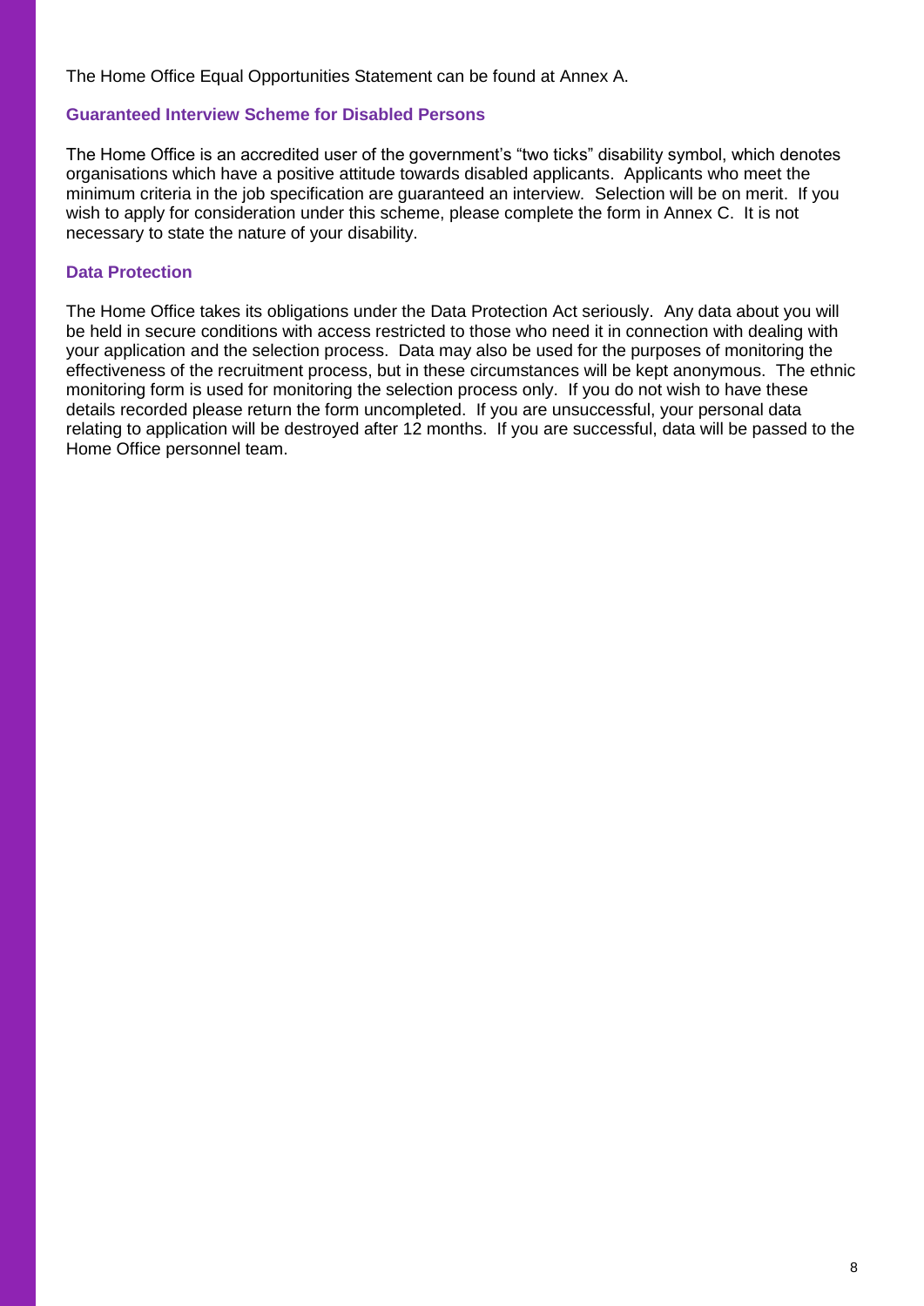The Home Office Equal Opportunities Statement can be found at Annex A.

### Guaranteed Interview Scheme for Disabled Persons

The Home Office is an accredited user of the government's "two ticks" disability symbol, which denotes organisations which have a positive attitude towards disabled applicants. Applicants who meet the minimum criteria in the job specification are guaranteed an interview. Selection will be on merit. If you wish to apply for consideration under this scheme, please complete the form in Annex C. It is not necessary to state the nature of your disability.

### Data Protection

The Home Office takes its obligations under the Data Protection Act seriously. Any data about you will be held in secure conditions with access restricted to those who need it in connection with dealing with your application and the selection process. Data may also be used for the purposes of monitoring the effectiveness of the recruitment process, but in these circumstances will be kept anonymous. The ethnic monitoring form is used for monitoring the selection process only. If you do not wish to have these details recorded please return the form uncompleted. If you are unsuccessful, your personal data relating to application will be destroyed after 12 months. If you are successful, data will be passed to the Home Office personnel team.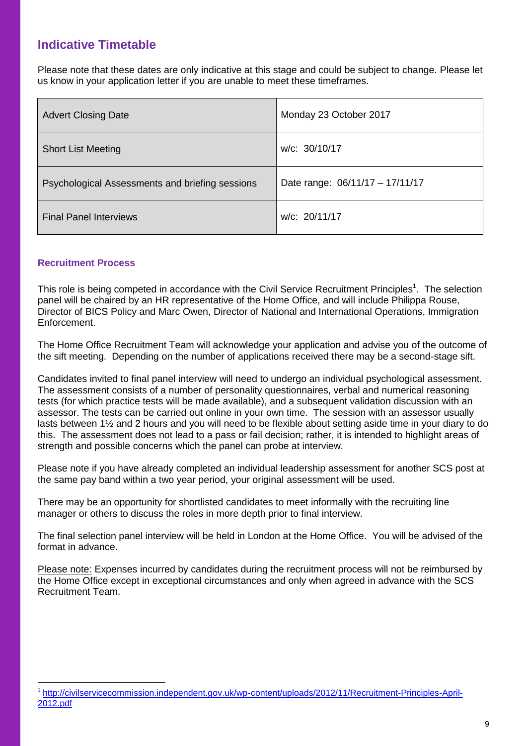## Indicative Timetable

Please note that these dates are only indicative at this stage and could be subject to change. Please let us know in your application letter if you are unable to meet these timeframes.

| | |
|---|---|
| Advert Closing Date | Monday 23 October 2017 |
| Short List Meeting | w/c: 30/10/17 |
| Psychological Assessments and briefing sessions | Date range: 06/11/17 – 17/11/17 |
| Final Panel Interviews | w/c: 20/11/17 |

### Recruitment Process

This role is being competed in accordance with the Civil Service Recruitment Principles[1]. The selection panel will be chaired by an HR representative of the Home Office, and will include Philippa Rouse, Director of BICS Policy and Marc Owen, Director of National and International Operations, Immigration Enforcement.

The Home Office Recruitment Team will acknowledge your application and advise you of the outcome of the sift meeting. Depending on the number of applications received there may be a second-stage sift.

Candidates invited to final panel interview will need to undergo an individual psychological assessment. The assessment consists of a number of personality questionnaires, verbal and numerical reasoning tests (for which practice tests will be made available), and a subsequent validation discussion with an assessor. The tests can be carried out online in your own time. The session with an assessor usually lasts between 1½ and 2 hours and you will need to be flexible about setting aside time in your diary to do this. The assessment does not lead to a pass or fail decision; rather, it is intended to highlight areas of strength and possible concerns which the panel can probe at interview.

Please note if you have already completed an individual leadership assessment for another SCS post at the same pay band within a two year period, your original assessment will be used.

There may be an opportunity for shortlisted candidates to meet informally with the recruiting line manager or others to discuss the roles in more depth prior to final interview.

The final selection panel interview will be held in London at the Home Office. You will be advised of the format in advance.

Please note: Expenses incurred by candidates during the recruitment process will not be reimbursed by the Home Office except in exceptional circumstances and only when agreed in advance with the SCS Recruitment Team.

---

[1] http://civilservicecommission.independent.gov.uk/wp-content/uploads/2012/11/Recruitment-Principles-April-2012.pdf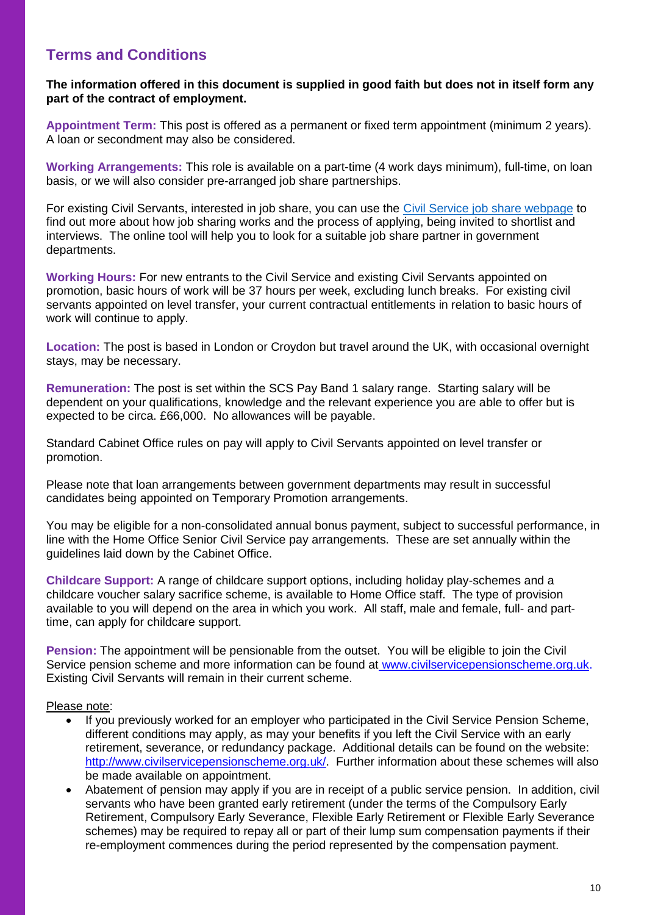## Terms and Conditions

**The information offered in this document is supplied in good faith but does not in itself form any part of the contract of employment.**

**Appointment Term:** This post is offered as a permanent or fixed term appointment (minimum 2 years). A loan or secondment may also be considered.

**Working Arrangements:** This role is available on a part-time (4 work days minimum), full-time, on loan basis, or we will also consider pre-arranged job share partnerships.

For existing Civil Servants, interested in job share, you can use the Civil Service job share webpage to find out more about how job sharing works and the process of applying, being invited to shortlist and interviews. The online tool will help you to look for a suitable job share partner in government departments.

**Working Hours:** For new entrants to the Civil Service and existing Civil Servants appointed on promotion, basic hours of work will be 37 hours per week, excluding lunch breaks. For existing civil servants appointed on level transfer, your current contractual entitlements in relation to basic hours of work will continue to apply.

**Location:** The post is based in London or Croydon but travel around the UK, with occasional overnight stays, may be necessary.

**Remuneration:** The post is set within the SCS Pay Band 1 salary range. Starting salary will be dependent on your qualifications, knowledge and the relevant experience you are able to offer but is expected to be circa. £66,000. No allowances will be payable.

Standard Cabinet Office rules on pay will apply to Civil Servants appointed on level transfer or promotion.

Please note that loan arrangements between government departments may result in successful candidates being appointed on Temporary Promotion arrangements.

You may be eligible for a non-consolidated annual bonus payment, subject to successful performance, in line with the Home Office Senior Civil Service pay arrangements. These are set annually within the guidelines laid down by the Cabinet Office.

**Childcare Support:** A range of childcare support options, including holiday play-schemes and a childcare voucher salary sacrifice scheme, is available to Home Office staff. The type of provision available to you will depend on the area in which you work. All staff, male and female, full- and part-time, can apply for childcare support.

**Pension:** The appointment will be pensionable from the outset. You will be eligible to join the Civil Service pension scheme and more information can be found at www.civilservicepensionscheme.org.uk. Existing Civil Servants will remain in their current scheme.

Please note:

- If you previously worked for an employer who participated in the Civil Service Pension Scheme, different conditions may apply, as may your benefits if you left the Civil Service with an early retirement, severance, or redundancy package. Additional details can be found on the website: http://www.civilservicepensionscheme.org.uk/. Further information about these schemes will also be made available on appointment.
- Abatement of pension may apply if you are in receipt of a public service pension. In addition, civil servants who have been granted early retirement (under the terms of the Compulsory Early Retirement, Compulsory Early Severance, Flexible Early Retirement or Flexible Early Severance schemes) may be required to repay all or part of their lump sum compensation payments if their re-employment commences during the period represented by the compensation payment.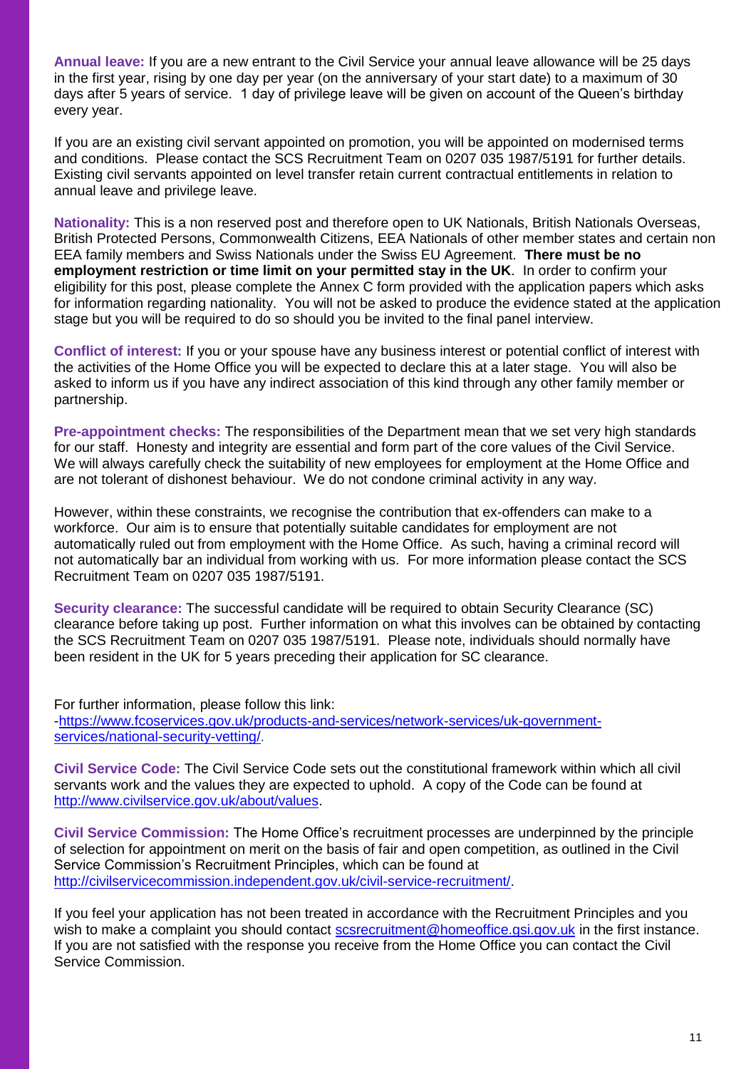**Annual leave:** If you are a new entrant to the Civil Service your annual leave allowance will be 25 days in the first year, rising by one day per year (on the anniversary of your start date) to a maximum of 30 days after 5 years of service. 1 day of privilege leave will be given on account of the Queen's birthday every year.

If you are an existing civil servant appointed on promotion, you will be appointed on modernised terms and conditions. Please contact the SCS Recruitment Team on 0207 035 1987/5191 for further details. Existing civil servants appointed on level transfer retain current contractual entitlements in relation to annual leave and privilege leave.

**Nationality:** This is a non reserved post and therefore open to UK Nationals, British Nationals Overseas, British Protected Persons, Commonwealth Citizens, EEA Nationals of other member states and certain non EEA family members and Swiss Nationals under the Swiss EU Agreement. **There must be no employment restriction or time limit on your permitted stay in the UK**. In order to confirm your eligibility for this post, please complete the Annex C form provided with the application papers which asks for information regarding nationality. You will not be asked to produce the evidence stated at the application stage but you will be required to do so should you be invited to the final panel interview.

**Conflict of interest:** If you or your spouse have any business interest or potential conflict of interest with the activities of the Home Office you will be expected to declare this at a later stage. You will also be asked to inform us if you have any indirect association of this kind through any other family member or partnership.

**Pre-appointment checks:** The responsibilities of the Department mean that we set very high standards for our staff. Honesty and integrity are essential and form part of the core values of the Civil Service. We will always carefully check the suitability of new employees for employment at the Home Office and are not tolerant of dishonest behaviour. We do not condone criminal activity in any way.

However, within these constraints, we recognise the contribution that ex-offenders can make to a workforce. Our aim is to ensure that potentially suitable candidates for employment are not automatically ruled out from employment with the Home Office. As such, having a criminal record will not automatically bar an individual from working with us. For more information please contact the SCS Recruitment Team on 0207 035 1987/5191.

**Security clearance:** The successful candidate will be required to obtain Security Clearance (SC) clearance before taking up post. Further information on what this involves can be obtained by contacting the SCS Recruitment Team on 0207 035 1987/5191. Please note, individuals should normally have been resident in the UK for 5 years preceding their application for SC clearance.

For further information, please follow this link:
-https://www.fcoservices.gov.uk/products-and-services/network-services/uk-government-services/national-security-vetting/.

**Civil Service Code:** The Civil Service Code sets out the constitutional framework within which all civil servants work and the values they are expected to uphold. A copy of the Code can be found at http://www.civilservice.gov.uk/about/values.

**Civil Service Commission:** The Home Office's recruitment processes are underpinned by the principle of selection for appointment on merit on the basis of fair and open competition, as outlined in the Civil Service Commission's Recruitment Principles, which can be found at http://civilservicecommission.independent.gov.uk/civil-service-recruitment/.

If you feel your application has not been treated in accordance with the Recruitment Principles and you wish to make a complaint you should contact scsrecruitment@homeoffice.gsi.gov.uk in the first instance. If you are not satisfied with the response you receive from the Home Office you can contact the Civil Service Commission.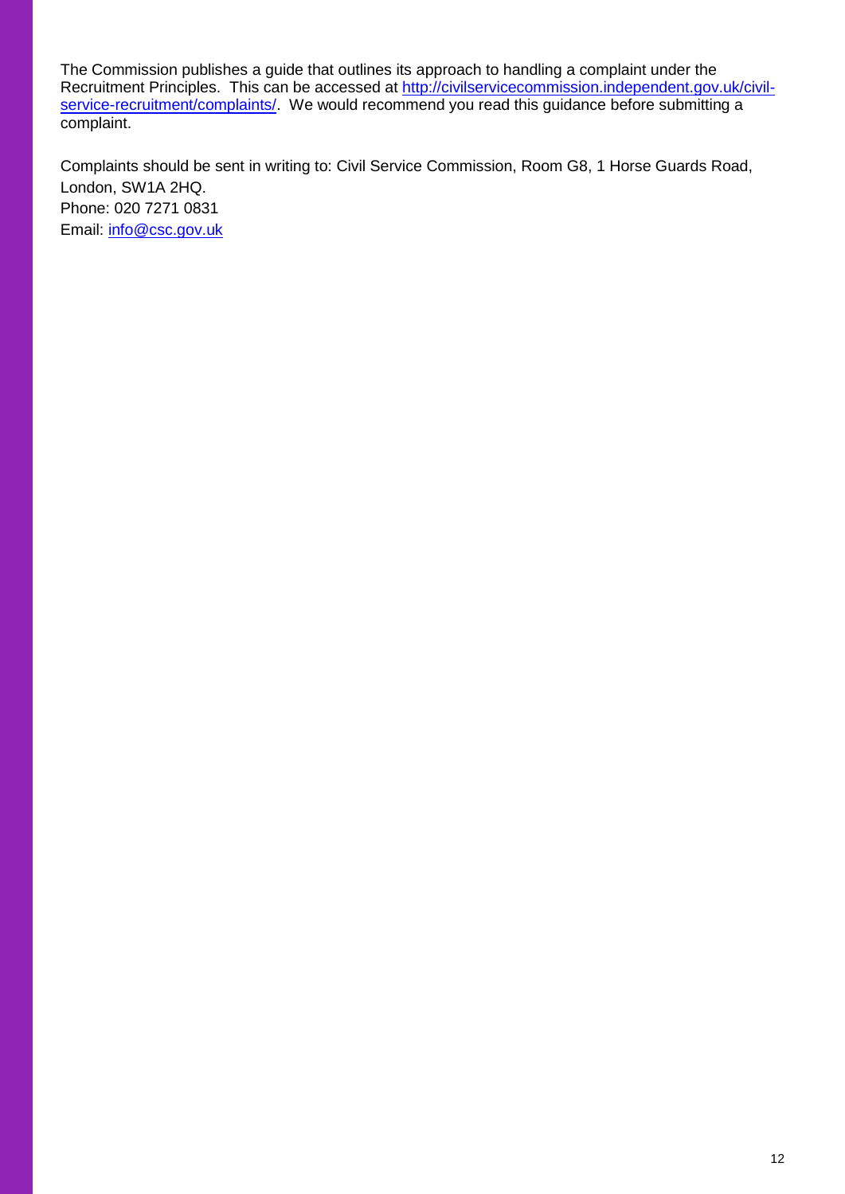The Commission publishes a guide that outlines its approach to handling a complaint under the Recruitment Principles. This can be accessed at [http://civilservicecommission.independent.gov.uk/civil-service-recruitment/complaints/](http://civilservicecommission.independent.gov.uk/civil-service-recruitment/complaints/). We would recommend you read this guidance before submitting a complaint.

Complaints should be sent in writing to: Civil Service Commission, Room G8, 1 Horse Guards Road, London, SW1A 2HQ.
Phone: 020 7271 0831
Email: [info@csc.gov.uk](mailto:info@csc.gov.uk)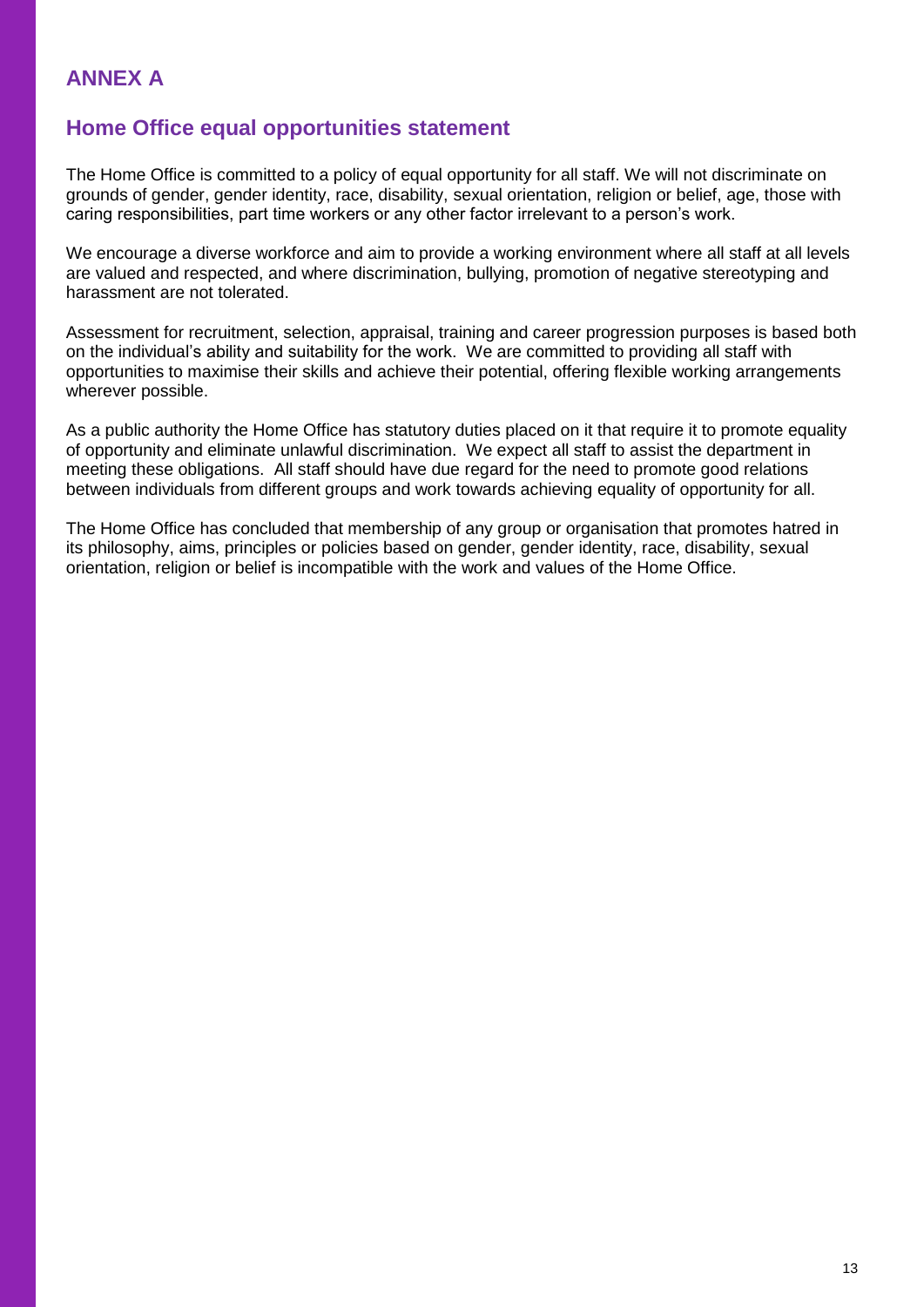# ANNEX A

## Home Office equal opportunities statement

The Home Office is committed to a policy of equal opportunity for all staff. We will not discriminate on grounds of gender, gender identity, race, disability, sexual orientation, religion or belief, age, those with caring responsibilities, part time workers or any other factor irrelevant to a person's work.

We encourage a diverse workforce and aim to provide a working environment where all staff at all levels are valued and respected, and where discrimination, bullying, promotion of negative stereotyping and harassment are not tolerated.

Assessment for recruitment, selection, appraisal, training and career progression purposes is based both on the individual's ability and suitability for the work. We are committed to providing all staff with opportunities to maximise their skills and achieve their potential, offering flexible working arrangements wherever possible.

As a public authority the Home Office has statutory duties placed on it that require it to promote equality of opportunity and eliminate unlawful discrimination. We expect all staff to assist the department in meeting these obligations. All staff should have due regard for the need to promote good relations between individuals from different groups and work towards achieving equality of opportunity for all.

The Home Office has concluded that membership of any group or organisation that promotes hatred in its philosophy, aims, principles or policies based on gender, gender identity, race, disability, sexual orientation, religion or belief is incompatible with the work and values of the Home Office.